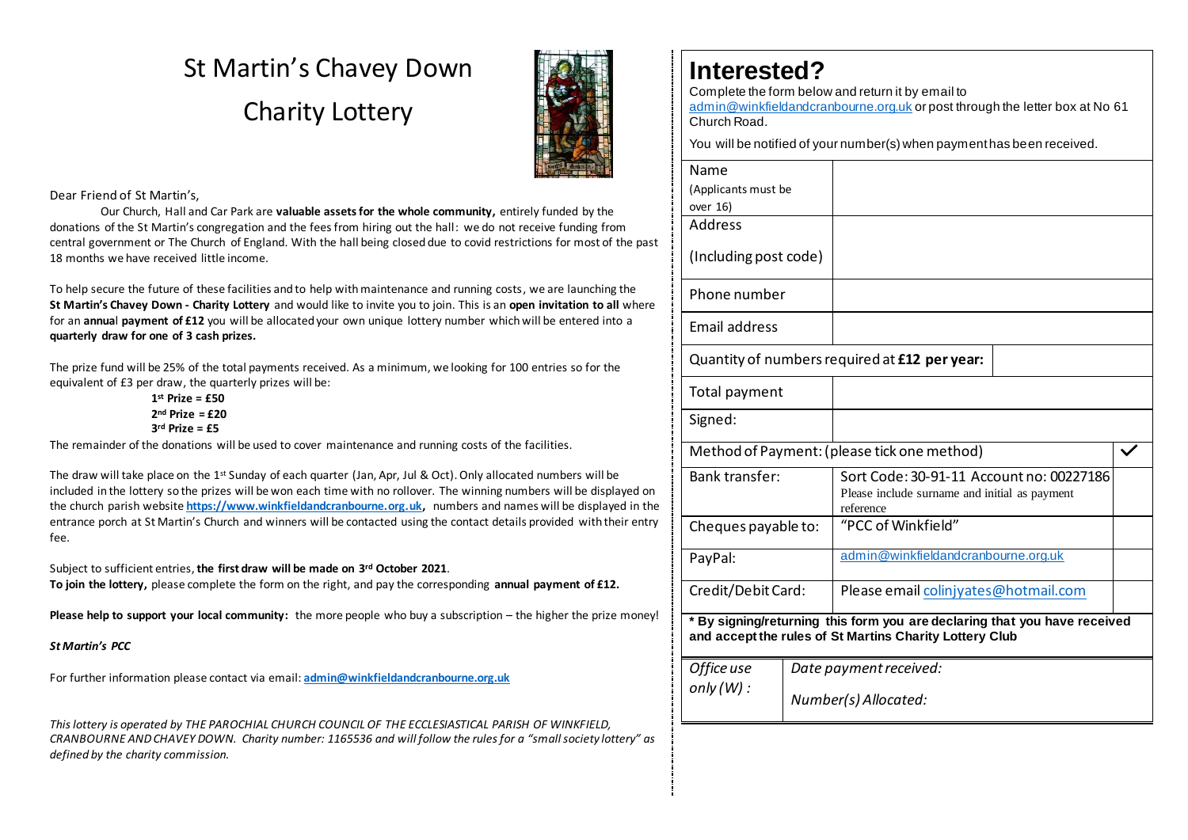# St Martin's Chavey Down

# Charity Lottery

Dear Friend of St Martin's,

Our Church, Hall and Car Park are **valuable assets for the whole community,** entirely funded by the donations of the St Martin's congregation and the fees from hiring out the hall: we do not receive funding from central government or The Church of England. With the hall being closed due to covid restrictions for most of the past 18 months we have received little income.

To help secure the future of these facilities and to help with maintenance and running costs, we are launching the **St Martin's Chavey Down - Charity Lottery** and would like to invite you to join. This is an **open invitation to all** where for an **annual payment of £12** you will be allocated your own unique lottery number which will be entered into a **quarterly draw for one of 3 cash prizes.**

The prize fund will be 25% of the total payments received. As a minimum, we looking for 100 entries so for the equivalent of £3 per draw, the quarterly prizes will be:

**1st Prize = £50**
**2nd Prize = £20**
**3rd Prize = £5**

The remainder of the donations will be used to cover maintenance and running costs of the facilities.

The draw will take place on the 1st Sunday of each quarter (Jan, Apr, Jul & Oct). Only allocated numbers will be included in the lottery so the prizes will be won each time with no rollover. The winning numbers will be displayed on the church parish website **https://www.winkfieldandcranbourne.org.uk,** numbers and names will be displayed in the entrance porch at St Martin's Church and winners will be contacted using the contact details provided with their entry fee.

Subject to sufficient entries, **the first draw will be made on 3rd October 2021**.
**To join the lottery,** please complete the form on the right, and pay the corresponding **annual payment of £12.**

**Please help to support your local community:** the more people who buy a subscription – the higher the prize money!

***St Martin's PCC***

For further information please contact via email: **admin@winkfieldandcranbourne.org.uk**

*This lottery is operated by THE PAROCHIAL CHURCH COUNCIL OF THE ECCLESIASTICAL PARISH OF WINKFIELD, CRANBOURNE AND CHAVEY DOWN. Charity number: 1165536 and will follow the rules for a "small society lottery" as defined by the charity commission.*

# Interested?

Complete the form below and return it by email to admin@winkfieldandcranbourne.org.uk or post through the letter box at No 61 Church Road.

You will be notified of your number(s) when payment has been received.

| Name (Applicants must be over 16) | | |
|---|---|---|
| Address (Including post code) | | |
| Phone number | | |
| Email address | | |
| Quantity of numbers required at **£12 per year:** | | |
| Total payment | | |
| Signed: | | |
| Method of Payment: (please tick one method) | | ✓ |
| Bank transfer: | Sort Code: 30-91-11 Account no: 00227186 Please include surname and initial as payment reference | |
| Cheques payable to: | "PCC of Winkfield" | |
| PayPal: | admin@winkfieldandcranbourne.org.uk | |
| Credit/Debit Card: | Please email colinjyates@hotmail.com | |

**\* By signing/returning this form you are declaring that you have received and accept the rules of St Martins Charity Lottery Club**

| *Office use only (W) :* | *Date payment received:* |
|---|---|
| | *Number(s) Allocated:* |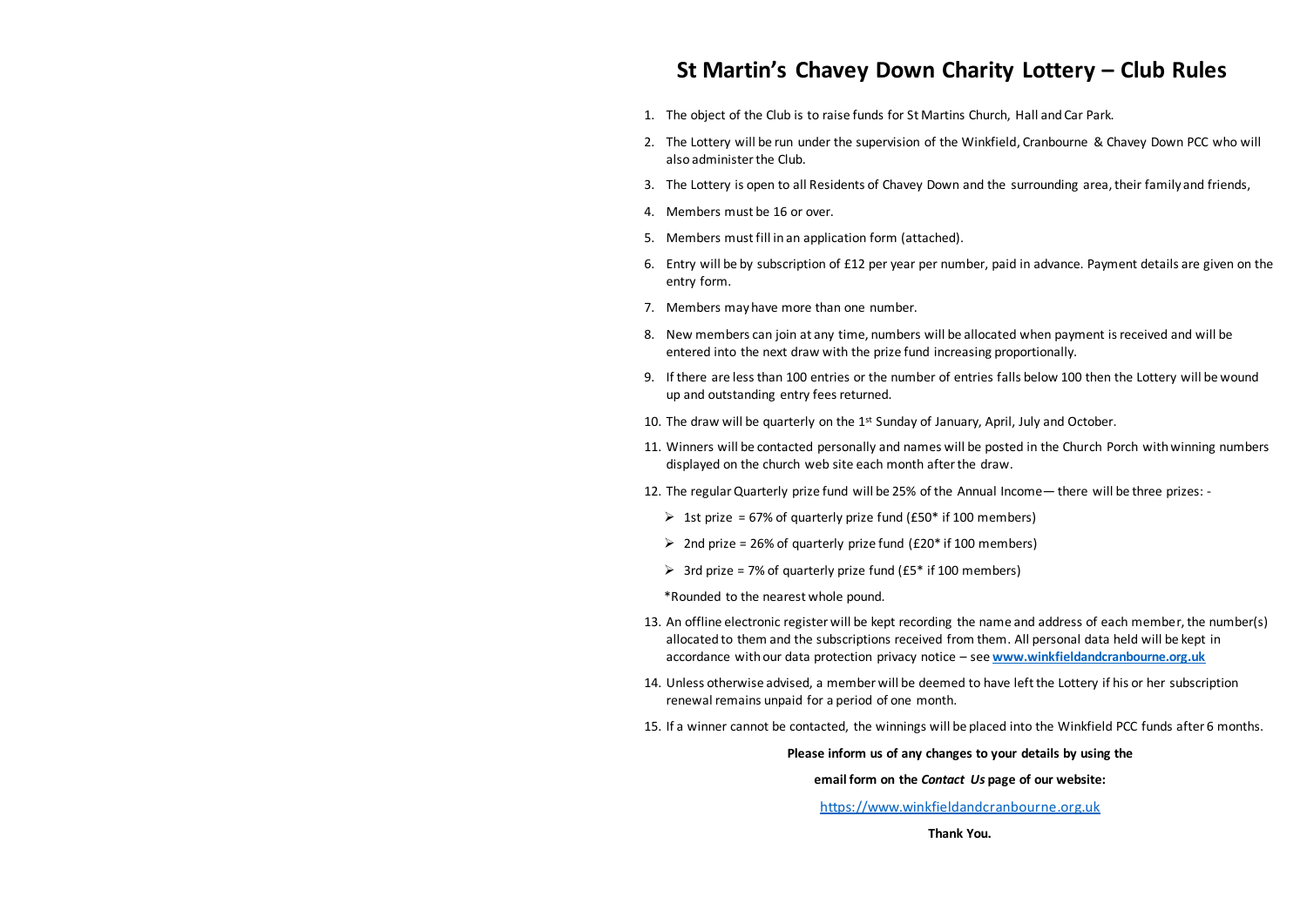# St Martin's Chavey Down Charity Lottery – Club Rules

1. The object of the Club is to raise funds for St Martins Church, Hall and Car Park.
2. The Lottery will be run under the supervision of the Winkfield, Cranbourne & Chavey Down PCC who will also administer the Club.
3. The Lottery is open to all Residents of Chavey Down and the surrounding area, their family and friends,
4. Members must be 16 or over.
5. Members must fill in an application form (attached).
6. Entry will be by subscription of £12 per year per number, paid in advance. Payment details are given on the entry form.
7. Members may have more than one number.
8. New members can join at any time, numbers will be allocated when payment is received and will be entered into the next draw with the prize fund increasing proportionally.
9. If there are less than 100 entries or the number of entries falls below 100 then the Lottery will be wound up and outstanding entry fees returned.
10. The draw will be quarterly on the 1st Sunday of January, April, July and October.
11. Winners will be contacted personally and names will be posted in the Church Porch with winning numbers displayed on the church web site each month after the draw.
12. The regular Quarterly prize fund will be 25% of the Annual Income— there will be three prizes: -
    - 1st prize = 67% of quarterly prize fund (£50* if 100 members)
    - 2nd prize = 26% of quarterly prize fund (£20* if 100 members)
    - 3rd prize = 7% of quarterly prize fund (£5* if 100 members)

    *Rounded to the nearest whole pound.
13. An offline electronic register will be kept recording the name and address of each member, the number(s) allocated to them and the subscriptions received from them. All personal data held will be kept in accordance with our data protection privacy notice – see **[www.winkfieldandcranbourne.org.uk](www.winkfieldandcranbourne.org.uk)**
14. Unless otherwise advised, a member will be deemed to have left the Lottery if his or her subscription renewal remains unpaid for a period of one month.
15. If a winner cannot be contacted, the winnings will be placed into the Winkfield PCC funds after 6 months.

**Please inform us of any changes to your details by using the**

**email form on the *Contact Us* page of our website:**

[https://www.winkfieldandcranbourne.org.uk](https://www.winkfieldandcranbourne.org.uk)

**Thank You.**